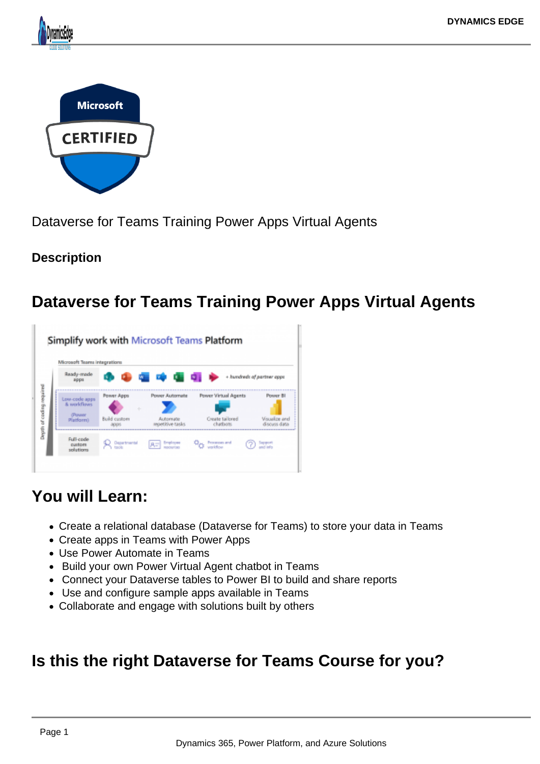Dataverse for Teams Training Power Apps Virtual Agents

**Description**

## Dataverse for Teams Training Power Apps Virtual Agents

## You will Learn:

- Create a relational database (Dataverse for Teams) to store your data in Teams
- Create apps in Teams with Power Apps
- Use Power Automate in Teams
- Build your own Power Virtual Agent chatbot in Teams
- Connect your Dataverse tables to Power BI to build and share reports
- Use and configure sample apps available in Teams
- Collaborate and engage with solutions built by others

## Is this the right Dataverse for Teams Course for you?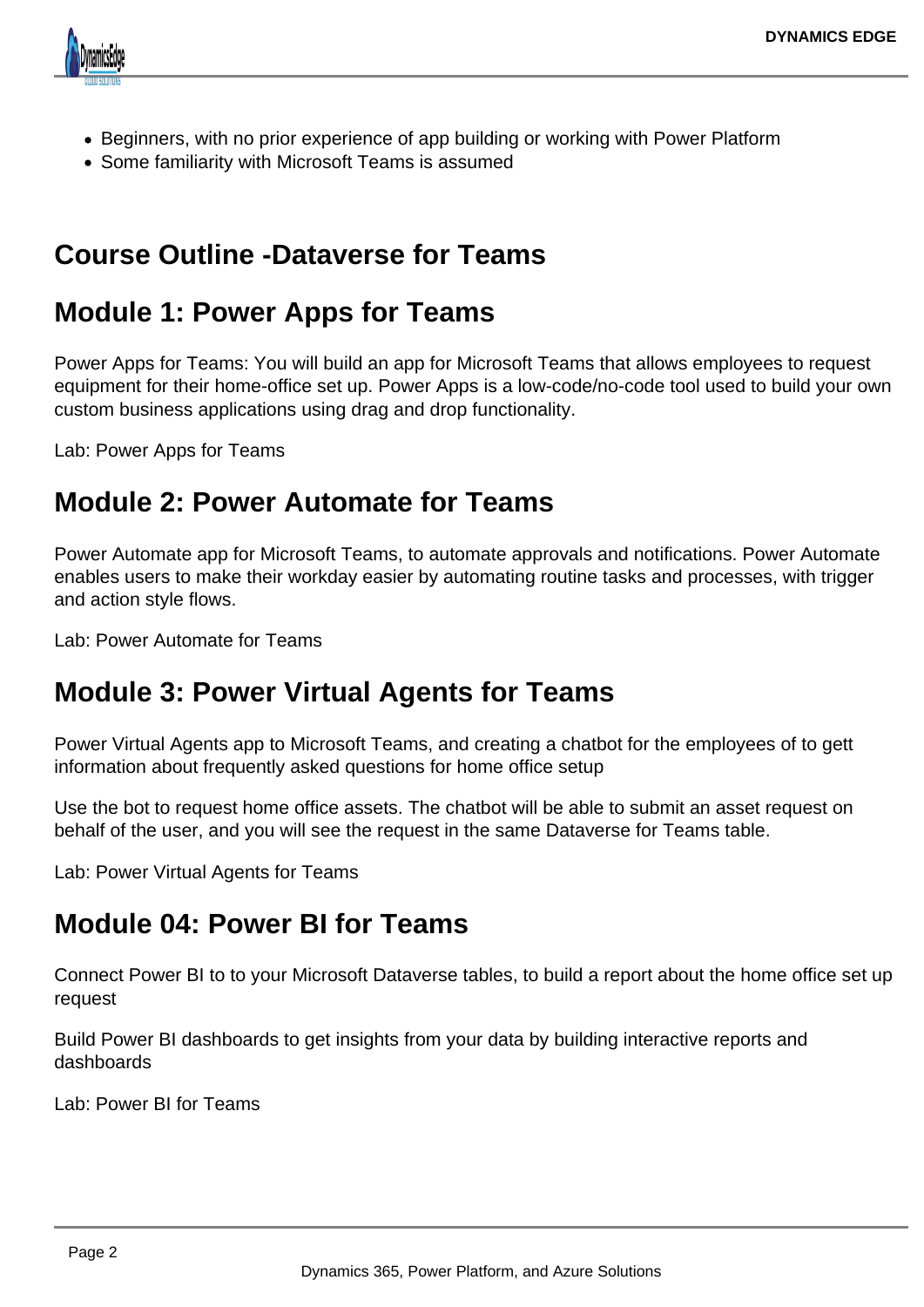- Beginners, with no prior experience of app building or working with Power Platform
- Some familiarity with Microsoft Teams is assumed

## Course Outline -Dataverse for Teams

## Module 1: Power Apps for Teams

Power Apps for Teams: You will build an app for Microsoft Teams that allows employees to request equipment for their home-office set up. Power Apps is a low-code/no-code tool used to build your own custom business applications using drag and drop functionality.

Lab: Power Apps for Teams

## Module 2: Power Automate for Teams

Power Automate app for Microsoft Teams, to automate approvals and notifications. Power Automate enables users to make their workday easier by automating routine tasks and processes, with trigger and action style flows.

Lab: Power Automate for Teams

## Module 3: Power Virtual Agents for Teams

Power Virtual Agents app to Microsoft Teams, and creating a chatbot for the employees of to gett information about frequently asked questions for home office setup

Use the bot to request home office assets. The chatbot will be able to submit an asset request on behalf of the user, and you will see the request in the same Dataverse for Teams table.

Lab: Power Virtual Agents for Teams

## Module 04: Power BI for Teams

Connect Power BI to to your Microsoft Dataverse tables, to build a report about the home office set up request

Build Power BI dashboards to get insights from your data by building interactive reports and dashboards

Lab: Power BI for Teams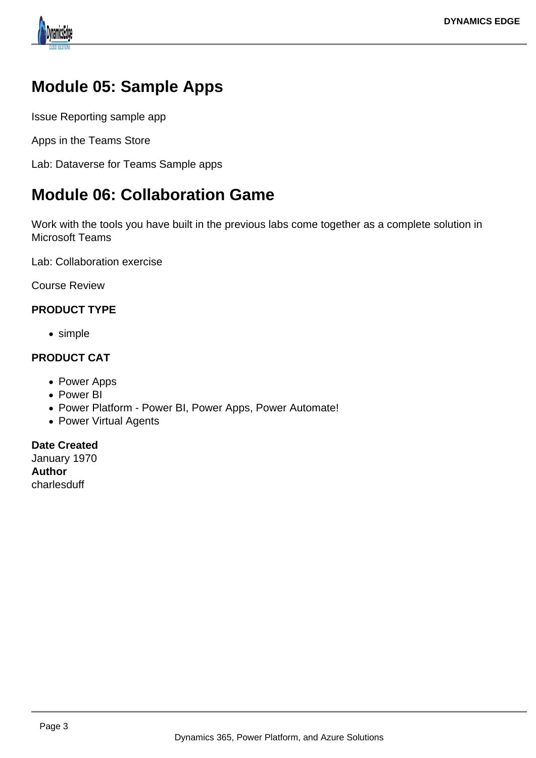## Module 05: Sample Apps

Issue Reporting sample app

Apps in the Teams Store

Lab: Dataverse for Teams Sample apps

## Module 06: Collaboration Game

Work with the tools you have built in the previous labs come together as a complete solution in Microsoft Teams

Lab: Collaboration exercise

Course Review

**PRODUCT TYPE**

- simple

**PRODUCT CAT**

- Power Apps
- Power BI
- Power Platform - Power BI, Power Apps, Power Automate!
- Power Virtual Agents

**Date Created**
January 1970
**Author**
charlesduff